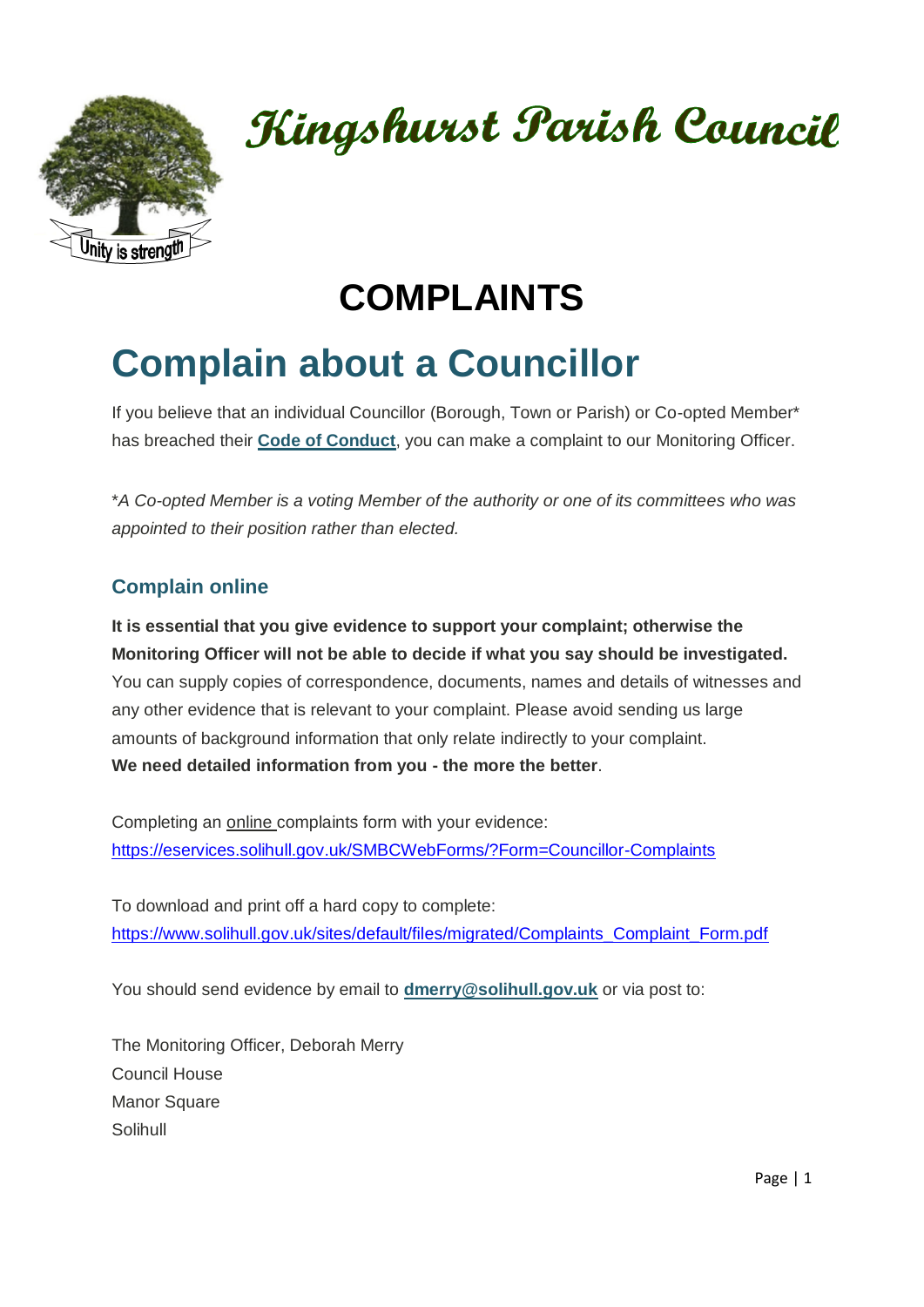# Kingshurst Parish Council

Unity is strength

# COMPLAINTS

# Complain about a Councillor

If you believe that an individual Councillor (Borough, Town or Parish) or Co-opted Member* has breached their **Code of Conduct**, you can make a complaint to our Monitoring Officer.

**A Co-opted Member is a voting Member of the authority or one of its committees who was appointed to their position rather than elected.*

### Complain online

**It is essential that you give evidence to support your complaint; otherwise the Monitoring Officer will not be able to decide if what you say should be investigated.** You can supply copies of correspondence, documents, names and details of witnesses and any other evidence that is relevant to your complaint. Please avoid sending us large amounts of background information that only relate indirectly to your complaint.
**We need detailed information from you - the more the better**.

Completing an online complaints form with your evidence:
https://eservices.solihull.gov.uk/SMBCWebForms/?Form=Councillor-Complaints

To download and print off a hard copy to complete:
https://www.solihull.gov.uk/sites/default/files/migrated/Complaints_Complaint_Form.pdf

You should send evidence by email to **dmerry@solihull.gov.uk** or via post to:

The Monitoring Officer, Deborah Merry
Council House
Manor Square
Solihull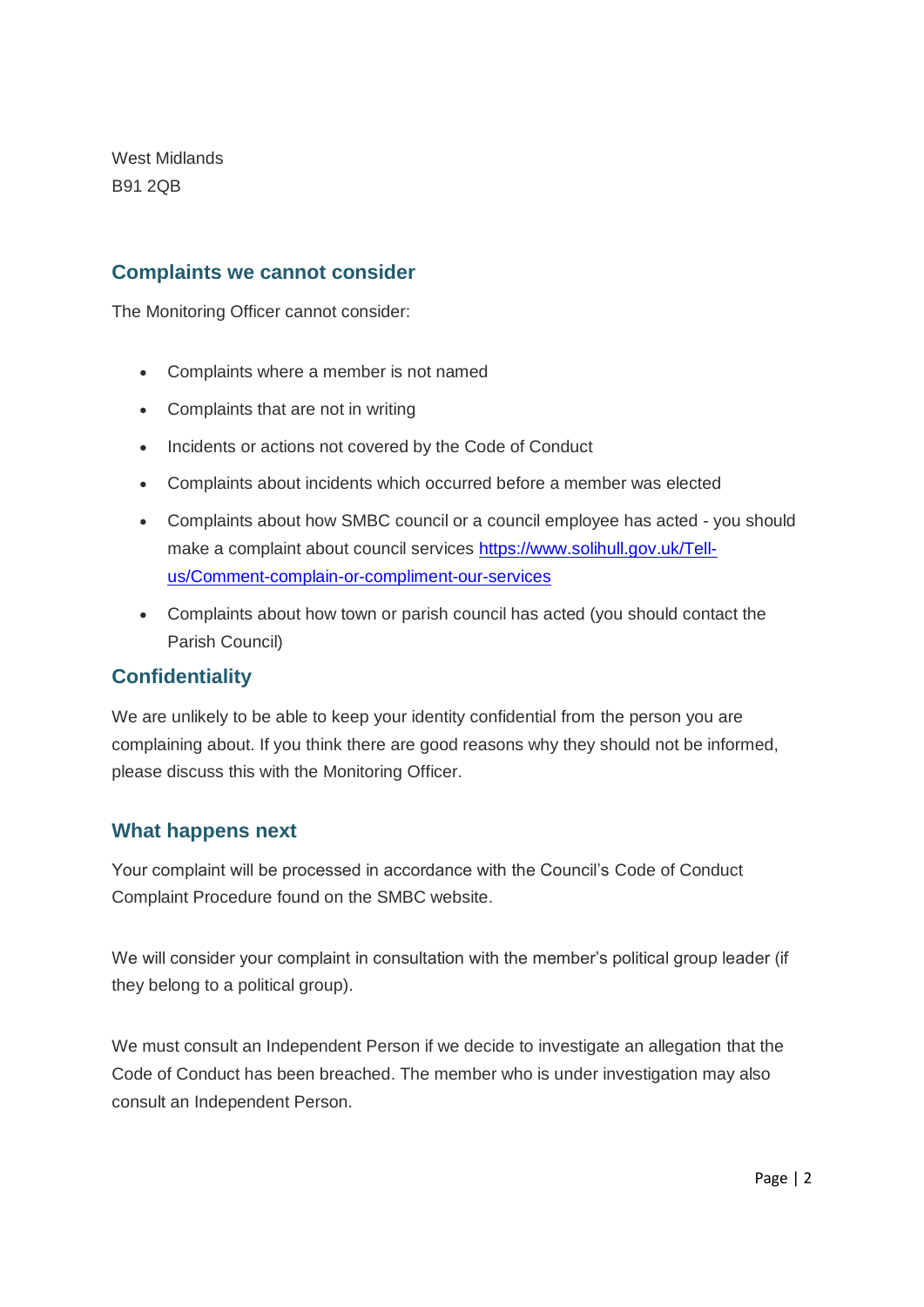West Midlands
B91 2QB

## Complaints we cannot consider

The Monitoring Officer cannot consider:

- Complaints where a member is not named
- Complaints that are not in writing
- Incidents or actions not covered by the Code of Conduct
- Complaints about incidents which occurred before a member was elected
- Complaints about how SMBC council or a council employee has acted - you should make a complaint about council services [https://www.solihull.gov.uk/Tell-us/Comment-complain-or-compliment-our-services](https://www.solihull.gov.uk/Tell-us/Comment-complain-or-compliment-our-services)
- Complaints about how town or parish council has acted (you should contact the Parish Council)

## Confidentiality

We are unlikely to be able to keep your identity confidential from the person you are complaining about. If you think there are good reasons why they should not be informed, please discuss this with the Monitoring Officer.

## What happens next

Your complaint will be processed in accordance with the Council's Code of Conduct Complaint Procedure found on the SMBC website.

We will consider your complaint in consultation with the member's political group leader (if they belong to a political group).

We must consult an Independent Person if we decide to investigate an allegation that the Code of Conduct has been breached. The member who is under investigation may also consult an Independent Person.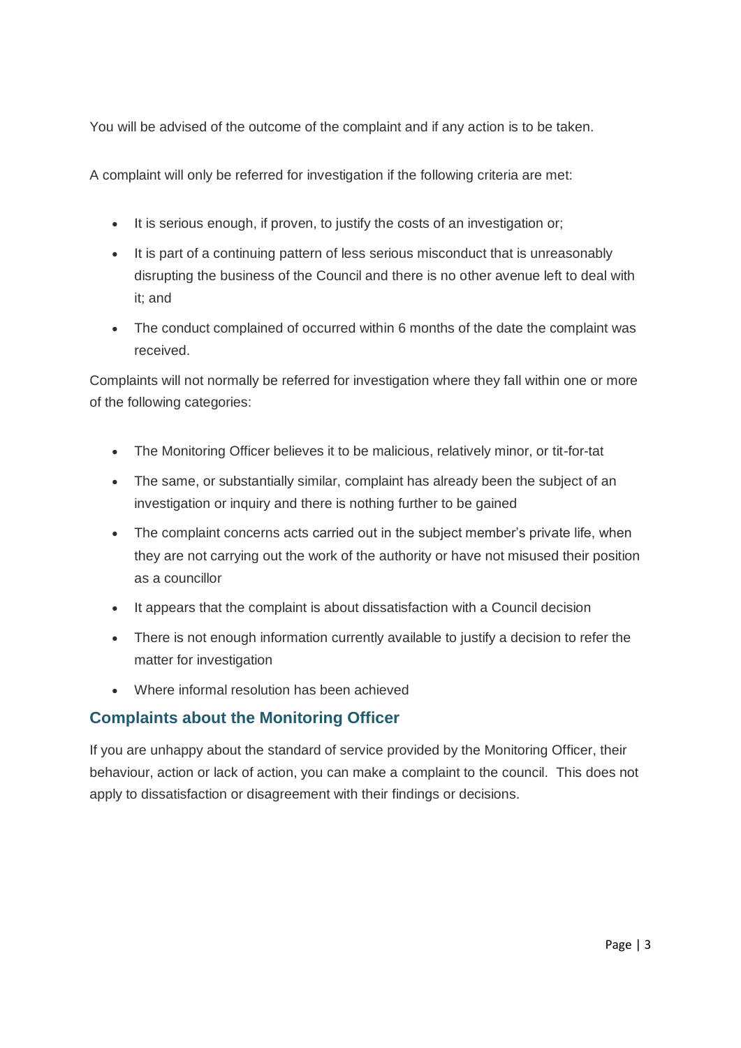You will be advised of the outcome of the complaint and if any action is to be taken.

A complaint will only be referred for investigation if the following criteria are met:

- It is serious enough, if proven, to justify the costs of an investigation or;
- It is part of a continuing pattern of less serious misconduct that is unreasonably disrupting the business of the Council and there is no other avenue left to deal with it; and
- The conduct complained of occurred within 6 months of the date the complaint was received.

Complaints will not normally be referred for investigation where they fall within one or more of the following categories:

- The Monitoring Officer believes it to be malicious, relatively minor, or tit-for-tat
- The same, or substantially similar, complaint has already been the subject of an investigation or inquiry and there is nothing further to be gained
- The complaint concerns acts carried out in the subject member's private life, when they are not carrying out the work of the authority or have not misused their position as a councillor
- It appears that the complaint is about dissatisfaction with a Council decision
- There is not enough information currently available to justify a decision to refer the matter for investigation
- Where informal resolution has been achieved

## Complaints about the Monitoring Officer

If you are unhappy about the standard of service provided by the Monitoring Officer, their behaviour, action or lack of action, you can make a complaint to the council. This does not apply to dissatisfaction or disagreement with their findings or decisions.